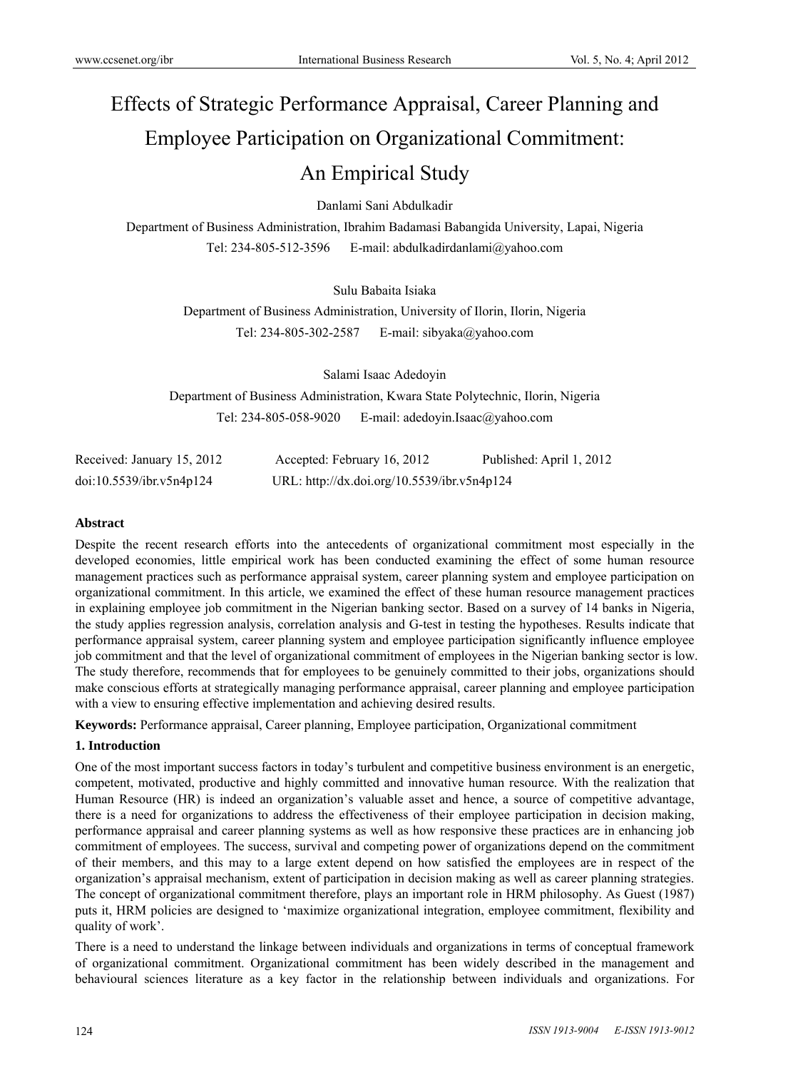# Effects of Strategic Performance Appraisal, Career Planning and Employee Participation on Organizational Commitment: An Empirical Study

Danlami Sani Abdulkadir

Department of Business Administration, Ibrahim Badamasi Babangida University, Lapai, Nigeria

Tel: 234-805-512-3596 E-mail: abdulkadirdanlami@yahoo.com

Sulu Babaita Isiaka

Department of Business Administration, University of Ilorin, Ilorin, Nigeria

Tel: 234-805-302-2587 E-mail: sibyaka@yahoo.com

Salami Isaac Adedoyin

Department of Business Administration, Kwara State Polytechnic, Ilorin, Nigeria

Tel: 234-805-058-9020 E-mail: adedoyin.Isaac@yahoo.com

Received: January 15, 2012 Accepted: February 16, 2012 Published: April 1, 2012

doi:10.5539/ibr.v5n4p124 URL: http://dx.doi.org/10.5539/ibr.v5n4p124

## Abstract

Despite the recent research efforts into the antecedents of organizational commitment most especially in the developed economies, little empirical work has been conducted examining the effect of some human resource management practices such as performance appraisal system, career planning system and employee participation on organizational commitment. In this article, we examined the effect of these human resource management practices in explaining employee job commitment in the Nigerian banking sector. Based on a survey of 14 banks in Nigeria, the study applies regression analysis, correlation analysis and G-test in testing the hypotheses. Results indicate that performance appraisal system, career planning system and employee participation significantly influence employee job commitment and that the level of organizational commitment of employees in the Nigerian banking sector is low. The study therefore, recommends that for employees to be genuinely committed to their jobs, organizations should make conscious efforts at strategically managing performance appraisal, career planning and employee participation with a view to ensuring effective implementation and achieving desired results.

**Keywords:** Performance appraisal, Career planning, Employee participation, Organizational commitment

## 1. Introduction

One of the most important success factors in today's turbulent and competitive business environment is an energetic, competent, motivated, productive and highly committed and innovative human resource. With the realization that Human Resource (HR) is indeed an organization's valuable asset and hence, a source of competitive advantage, there is a need for organizations to address the effectiveness of their employee participation in decision making, performance appraisal and career planning systems as well as how responsive these practices are in enhancing job commitment of employees. The success, survival and competing power of organizations depend on the commitment of their members, and this may to a large extent depend on how satisfied the employees are in respect of the organization's appraisal mechanism, extent of participation in decision making as well as career planning strategies. The concept of organizational commitment therefore, plays an important role in HRM philosophy. As Guest (1987) puts it, HRM policies are designed to 'maximize organizational integration, employee commitment, flexibility and quality of work'.

There is a need to understand the linkage between individuals and organizations in terms of conceptual framework of organizational commitment. Organizational commitment has been widely described in the management and behavioural sciences literature as a key factor in the relationship between individuals and organizations. For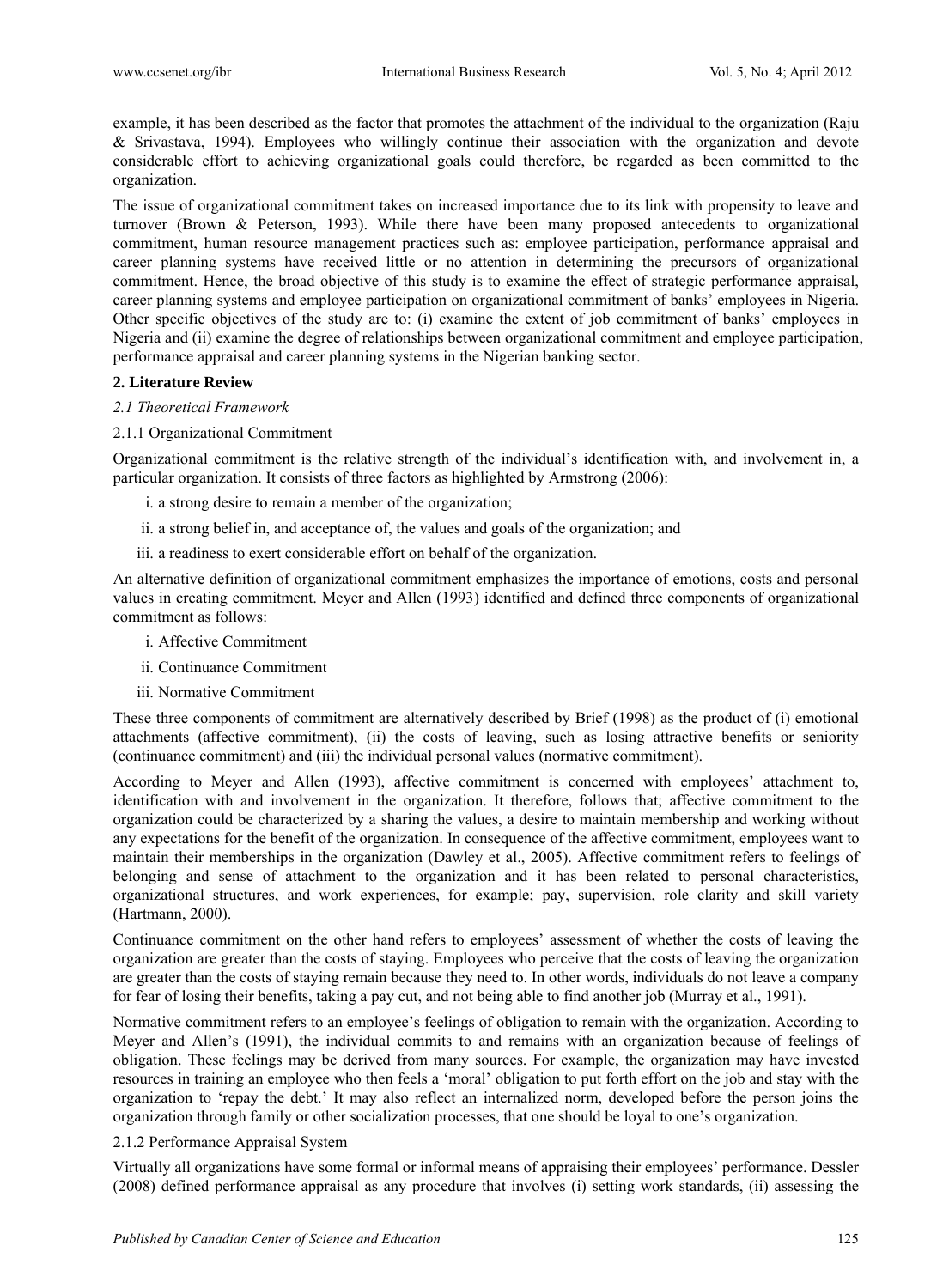example, it has been described as the factor that promotes the attachment of the individual to the organization (Raju & Srivastava, 1994). Employees who willingly continue their association with the organization and devote considerable effort to achieving organizational goals could therefore, be regarded as been committed to the organization.

The issue of organizational commitment takes on increased importance due to its link with propensity to leave and turnover (Brown & Peterson, 1993). While there have been many proposed antecedents to organizational commitment, human resource management practices such as: employee participation, performance appraisal and career planning systems have received little or no attention in determining the precursors of organizational commitment. Hence, the broad objective of this study is to examine the effect of strategic performance appraisal, career planning systems and employee participation on organizational commitment of banks' employees in Nigeria. Other specific objectives of the study are to: (i) examine the extent of job commitment of banks' employees in Nigeria and (ii) examine the degree of relationships between organizational commitment and employee participation, performance appraisal and career planning systems in the Nigerian banking sector.

## 2. Literature Review

### *2.1 Theoretical Framework*

#### 2.1.1 Organizational Commitment

Organizational commitment is the relative strength of the individual's identification with, and involvement in, a particular organization. It consists of three factors as highlighted by Armstrong (2006):

i. a strong desire to remain a member of the organization;

ii. a strong belief in, and acceptance of, the values and goals of the organization; and

iii. a readiness to exert considerable effort on behalf of the organization.

An alternative definition of organizational commitment emphasizes the importance of emotions, costs and personal values in creating commitment. Meyer and Allen (1993) identified and defined three components of organizational commitment as follows:

i. Affective Commitment

ii. Continuance Commitment

iii. Normative Commitment

These three components of commitment are alternatively described by Brief (1998) as the product of (i) emotional attachments (affective commitment), (ii) the costs of leaving, such as losing attractive benefits or seniority (continuance commitment) and (iii) the individual personal values (normative commitment).

According to Meyer and Allen (1993), affective commitment is concerned with employees' attachment to, identification with and involvement in the organization. It therefore, follows that; affective commitment to the organization could be characterized by a sharing the values, a desire to maintain membership and working without any expectations for the benefit of the organization. In consequence of the affective commitment, employees want to maintain their memberships in the organization (Dawley et al., 2005). Affective commitment refers to feelings of belonging and sense of attachment to the organization and it has been related to personal characteristics, organizational structures, and work experiences, for example; pay, supervision, role clarity and skill variety (Hartmann, 2000).

Continuance commitment on the other hand refers to employees' assessment of whether the costs of leaving the organization are greater than the costs of staying. Employees who perceive that the costs of leaving the organization are greater than the costs of staying remain because they need to. In other words, individuals do not leave a company for fear of losing their benefits, taking a pay cut, and not being able to find another job (Murray et al., 1991).

Normative commitment refers to an employee's feelings of obligation to remain with the organization. According to Meyer and Allen's (1991), the individual commits to and remains with an organization because of feelings of obligation. These feelings may be derived from many sources. For example, the organization may have invested resources in training an employee who then feels a 'moral' obligation to put forth effort on the job and stay with the organization to 'repay the debt.' It may also reflect an internalized norm, developed before the person joins the organization through family or other socialization processes, that one should be loyal to one's organization.

#### 2.1.2 Performance Appraisal System

Virtually all organizations have some formal or informal means of appraising their employees' performance. Dessler (2008) defined performance appraisal as any procedure that involves (i) setting work standards, (ii) assessing the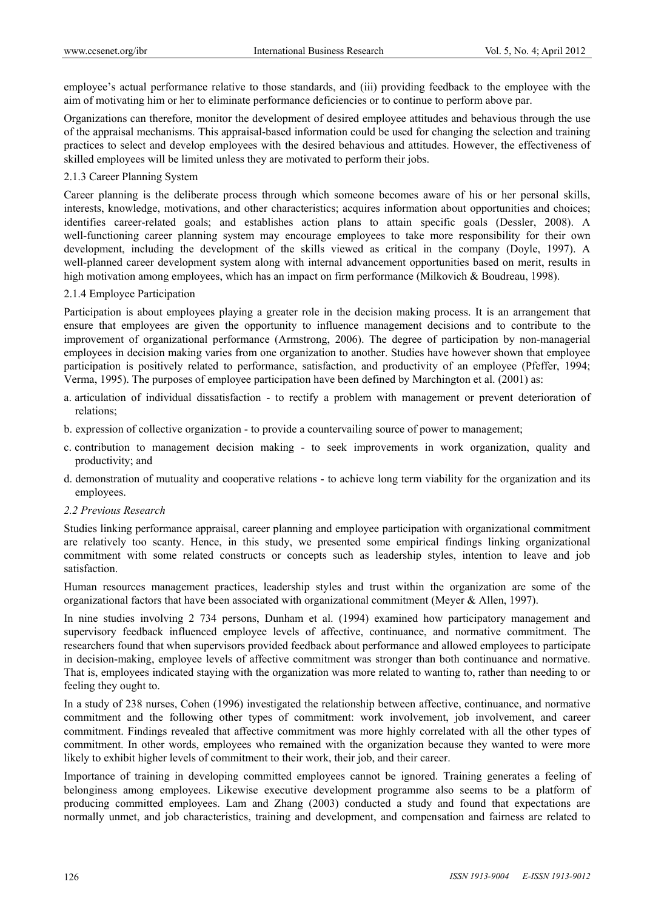employee's actual performance relative to those standards, and (iii) providing feedback to the employee with the aim of motivating him or her to eliminate performance deficiencies or to continue to perform above par.

Organizations can therefore, monitor the development of desired employee attitudes and behavious through the use of the appraisal mechanisms. This appraisal-based information could be used for changing the selection and training practices to select and develop employees with the desired behavious and attitudes. However, the effectiveness of skilled employees will be limited unless they are motivated to perform their jobs.

#### 2.1.3 Career Planning System

Career planning is the deliberate process through which someone becomes aware of his or her personal skills, interests, knowledge, motivations, and other characteristics; acquires information about opportunities and choices; identifies career-related goals; and establishes action plans to attain specific goals (Dessler, 2008). A well-functioning career planning system may encourage employees to take more responsibility for their own development, including the development of the skills viewed as critical in the company (Doyle, 1997). A well-planned career development system along with internal advancement opportunities based on merit, results in high motivation among employees, which has an impact on firm performance (Milkovich & Boudreau, 1998).

#### 2.1.4 Employee Participation

Participation is about employees playing a greater role in the decision making process. It is an arrangement that ensure that employees are given the opportunity to influence management decisions and to contribute to the improvement of organizational performance (Armstrong, 2006). The degree of participation by non-managerial employees in decision making varies from one organization to another. Studies have however shown that employee participation is positively related to performance, satisfaction, and productivity of an employee (Pfeffer, 1994; Verma, 1995). The purposes of employee participation have been defined by Marchington et al. (2001) as:

a. articulation of individual dissatisfaction - to rectify a problem with management or prevent deterioration of relations;

b. expression of collective organization - to provide a countervailing source of power to management;

c. contribution to management decision making - to seek improvements in work organization, quality and productivity; and

d. demonstration of mutuality and cooperative relations - to achieve long term viability for the organization and its employees.

### *2.2 Previous Research*

Studies linking performance appraisal, career planning and employee participation with organizational commitment are relatively too scanty. Hence, in this study, we presented some empirical findings linking organizational commitment with some related constructs or concepts such as leadership styles, intention to leave and job satisfaction.

Human resources management practices, leadership styles and trust within the organization are some of the organizational factors that have been associated with organizational commitment (Meyer & Allen, 1997).

In nine studies involving 2 734 persons, Dunham et al. (1994) examined how participatory management and supervisory feedback influenced employee levels of affective, continuance, and normative commitment. The researchers found that when supervisors provided feedback about performance and allowed employees to participate in decision-making, employee levels of affective commitment was stronger than both continuance and normative. That is, employees indicated staying with the organization was more related to wanting to, rather than needing to or feeling they ought to.

In a study of 238 nurses, Cohen (1996) investigated the relationship between affective, continuance, and normative commitment and the following other types of commitment: work involvement, job involvement, and career commitment. Findings revealed that affective commitment was more highly correlated with all the other types of commitment. In other words, employees who remained with the organization because they wanted to were more likely to exhibit higher levels of commitment to their work, their job, and their career.

Importance of training in developing committed employees cannot be ignored. Training generates a feeling of belonginess among employees. Likewise executive development programme also seems to be a platform of producing committed employees. Lam and Zhang (2003) conducted a study and found that expectations are normally unmet, and job characteristics, training and development, and compensation and fairness are related to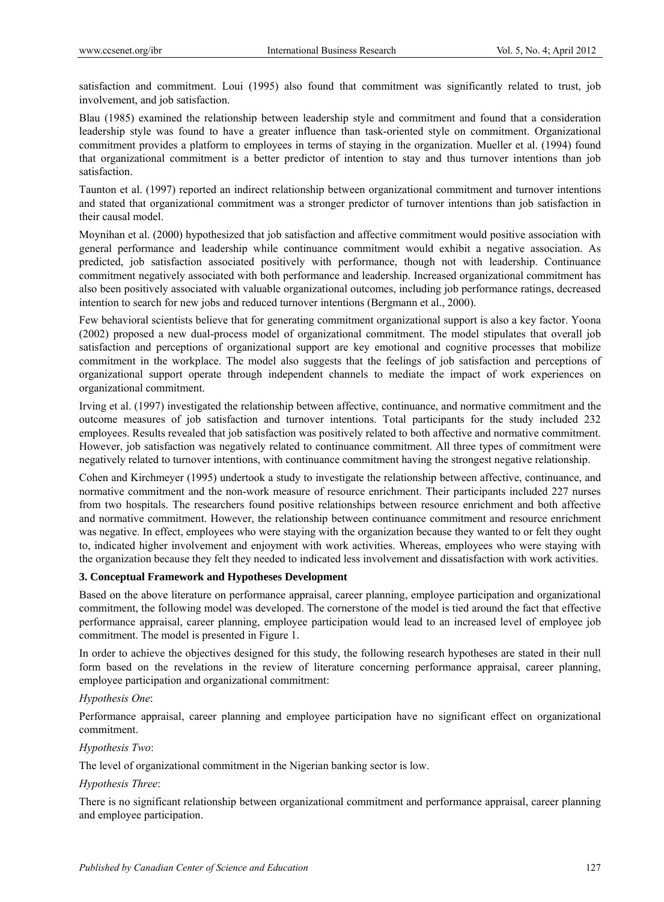satisfaction and commitment. Loui (1995) also found that commitment was significantly related to trust, job involvement, and job satisfaction.

Blau (1985) examined the relationship between leadership style and commitment and found that a consideration leadership style was found to have a greater influence than task-oriented style on commitment. Organizational commitment provides a platform to employees in terms of staying in the organization. Mueller et al. (1994) found that organizational commitment is a better predictor of intention to stay and thus turnover intentions than job satisfaction.

Taunton et al. (1997) reported an indirect relationship between organizational commitment and turnover intentions and stated that organizational commitment was a stronger predictor of turnover intentions than job satisfaction in their causal model.

Moynihan et al. (2000) hypothesized that job satisfaction and affective commitment would positive association with general performance and leadership while continuance commitment would exhibit a negative association. As predicted, job satisfaction associated positively with performance, though not with leadership. Continuance commitment negatively associated with both performance and leadership. Increased organizational commitment has also been positively associated with valuable organizational outcomes, including job performance ratings, decreased intention to search for new jobs and reduced turnover intentions (Bergmann et al., 2000).

Few behavioral scientists believe that for generating commitment organizational support is also a key factor. Yoona (2002) proposed a new dual-process model of organizational commitment. The model stipulates that overall job satisfaction and perceptions of organizational support are key emotional and cognitive processes that mobilize commitment in the workplace. The model also suggests that the feelings of job satisfaction and perceptions of organizational support operate through independent channels to mediate the impact of work experiences on organizational commitment.

Irving et al. (1997) investigated the relationship between affective, continuance, and normative commitment and the outcome measures of job satisfaction and turnover intentions. Total participants for the study included 232 employees. Results revealed that job satisfaction was positively related to both affective and normative commitment. However, job satisfaction was negatively related to continuance commitment. All three types of commitment were negatively related to turnover intentions, with continuance commitment having the strongest negative relationship.

Cohen and Kirchmeyer (1995) undertook a study to investigate the relationship between affective, continuance, and normative commitment and the non-work measure of resource enrichment. Their participants included 227 nurses from two hospitals. The researchers found positive relationships between resource enrichment and both affective and normative commitment. However, the relationship between continuance commitment and resource enrichment was negative. In effect, employees who were staying with the organization because they wanted to or felt they ought to, indicated higher involvement and enjoyment with work activities. Whereas, employees who were staying with the organization because they felt they needed to indicated less involvement and dissatisfaction with work activities.

## 3. Conceptual Framework and Hypotheses Development

Based on the above literature on performance appraisal, career planning, employee participation and organizational commitment, the following model was developed. The cornerstone of the model is tied around the fact that effective performance appraisal, career planning, employee participation would lead to an increased level of employee job commitment. The model is presented in Figure 1.

In order to achieve the objectives designed for this study, the following research hypotheses are stated in their null form based on the revelations in the review of literature concerning performance appraisal, career planning, employee participation and organizational commitment:

*Hypothesis One*:

Performance appraisal, career planning and employee participation have no significant effect on organizational commitment.

*Hypothesis Two*:

The level of organizational commitment in the Nigerian banking sector is low.

*Hypothesis Three*:

There is no significant relationship between organizational commitment and performance appraisal, career planning and employee participation.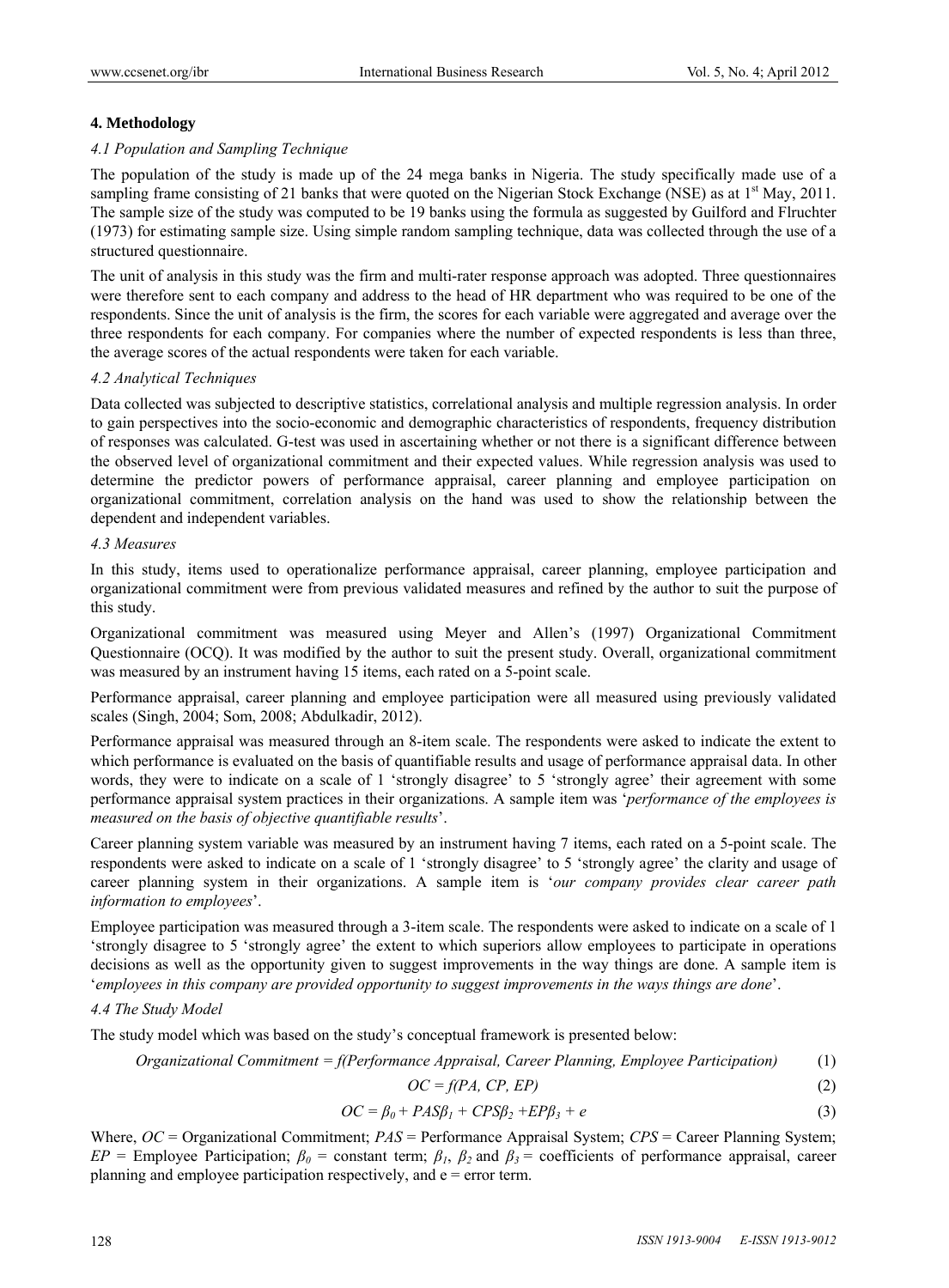## 4. Methodology

### *4.1 Population and Sampling Technique*

The population of the study is made up of the 24 mega banks in Nigeria. The study specifically made use of a sampling frame consisting of 21 banks that were quoted on the Nigerian Stock Exchange (NSE) as at 1st May, 2011. The sample size of the study was computed to be 19 banks using the formula as suggested by Guilford and Flruchter (1973) for estimating sample size. Using simple random sampling technique, data was collected through the use of a structured questionnaire.

The unit of analysis in this study was the firm and multi-rater response approach was adopted. Three questionnaires were therefore sent to each company and address to the head of HR department who was required to be one of the respondents. Since the unit of analysis is the firm, the scores for each variable were aggregated and average over the three respondents for each company. For companies where the number of expected respondents is less than three, the average scores of the actual respondents were taken for each variable.

### *4.2 Analytical Techniques*

Data collected was subjected to descriptive statistics, correlational analysis and multiple regression analysis. In order to gain perspectives into the socio-economic and demographic characteristics of respondents, frequency distribution of responses was calculated. G-test was used in ascertaining whether or not there is a significant difference between the observed level of organizational commitment and their expected values. While regression analysis was used to determine the predictor powers of performance appraisal, career planning and employee participation on organizational commitment, correlation analysis on the hand was used to show the relationship between the dependent and independent variables.

### *4.3 Measures*

In this study, items used to operationalize performance appraisal, career planning, employee participation and organizational commitment were from previous validated measures and refined by the author to suit the purpose of this study.

Organizational commitment was measured using Meyer and Allen's (1997) Organizational Commitment Questionnaire (OCQ). It was modified by the author to suit the present study. Overall, organizational commitment was measured by an instrument having 15 items, each rated on a 5-point scale.

Performance appraisal, career planning and employee participation were all measured using previously validated scales (Singh, 2004; Som, 2008; Abdulkadir, 2012).

Performance appraisal was measured through an 8-item scale. The respondents were asked to indicate the extent to which performance is evaluated on the basis of quantifiable results and usage of performance appraisal data. In other words, they were to indicate on a scale of 1 'strongly disagree' to 5 'strongly agree' their agreement with some performance appraisal system practices in their organizations. A sample item was '*performance of the employees is measured on the basis of objective quantifiable results*'.

Career planning system variable was measured by an instrument having 7 items, each rated on a 5-point scale. The respondents were asked to indicate on a scale of 1 'strongly disagree' to 5 'strongly agree' the clarity and usage of career planning system in their organizations. A sample item is '*our company provides clear career path information to employees*'.

Employee participation was measured through a 3-item scale. The respondents were asked to indicate on a scale of 1 'strongly disagree to 5 'strongly agree' the extent to which superiors allow employees to participate in operations decisions as well as the opportunity given to suggest improvements in the way things are done. A sample item is '*employees in this company are provided opportunity to suggest improvements in the ways things are done*'.

### *4.4 The Study Model*

The study model which was based on the study's conceptual framework is presented below:

$$\textit{Organizational Commitment} = f(\textit{Performance Appraisal, Career Planning, Employee Participation}) \quad (1)$$

$$OC = f(PA, CP, EP) \quad (2)$$

$$OC = \beta_0 + PAS\beta_1 + CPS\beta_2 + EP\beta_3 + e \quad (3)$$

Where, $OC$ = Organizational Commitment; $PAS$ = Performance Appraisal System; $CPS$ = Career Planning System; $EP$ = Employee Participation; $\beta_0$ = constant term; $\beta_1$, $\beta_2$ and $\beta_3$ = coefficients of performance appraisal, career planning and employee participation respectively, and e = error term.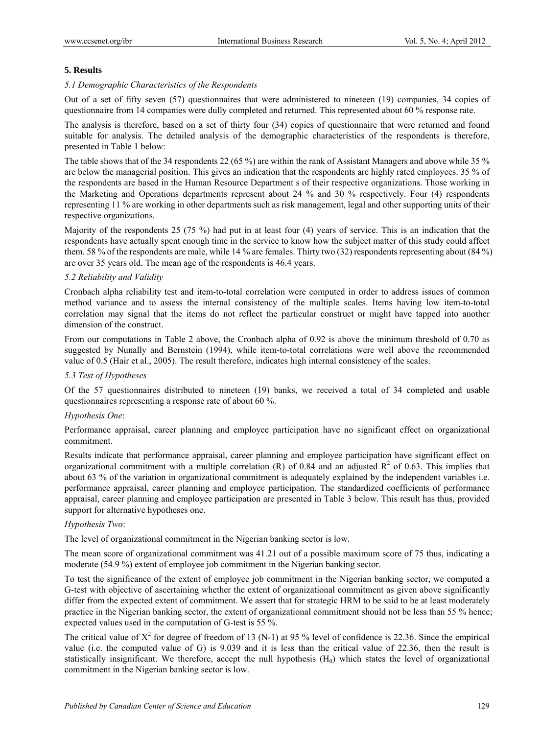## 5. Results

### *5.1 Demographic Characteristics of the Respondents*

Out of a set of fifty seven (57) questionnaires that were administered to nineteen (19) companies, 34 copies of questionnaire from 14 companies were dully completed and returned. This represented about 60 % response rate.

The analysis is therefore, based on a set of thirty four (34) copies of questionnaire that were returned and found suitable for analysis. The detailed analysis of the demographic characteristics of the respondents is therefore, presented in Table 1 below:

The table shows that of the 34 respondents 22 (65 %) are within the rank of Assistant Managers and above while 35 % are below the managerial position. This gives an indication that the respondents are highly rated employees. 35 % of the respondents are based in the Human Resource Department s of their respective organizations. Those working in the Marketing and Operations departments represent about 24 % and 30 % respectively. Four (4) respondents representing 11 % are working in other departments such as risk management, legal and other supporting units of their respective organizations.

Majority of the respondents 25 (75 %) had put in at least four (4) years of service. This is an indication that the respondents have actually spent enough time in the service to know how the subject matter of this study could affect them. 58 % of the respondents are male, while 14 % are females. Thirty two (32) respondents representing about (84 %) are over 35 years old. The mean age of the respondents is 46.4 years.

### *5.2 Reliability and Validity*

Cronbach alpha reliability test and item-to-total correlation were computed in order to address issues of common method variance and to assess the internal consistency of the multiple scales. Items having low item-to-total correlation may signal that the items do not reflect the particular construct or might have tapped into another dimension of the construct.

From our computations in Table 2 above, the Cronbach alpha of 0.92 is above the minimum threshold of 0.70 as suggested by Nunally and Bernstein (1994), while item-to-total correlations were well above the recommended value of 0.5 (Hair et al., 2005). The result therefore, indicates high internal consistency of the scales.

### *5.3 Test of Hypotheses*

Of the 57 questionnaires distributed to nineteen (19) banks, we received a total of 34 completed and usable questionnaires representing a response rate of about 60 %.

*Hypothesis One*:

Performance appraisal, career planning and employee participation have no significant effect on organizational commitment.

Results indicate that performance appraisal, career planning and employee participation have significant effect on organizational commitment with a multiple correlation (R) of 0.84 and an adjusted $R^2$ of 0.63. This implies that about 63 % of the variation in organizational commitment is adequately explained by the independent variables i.e. performance appraisal, career planning and employee participation. The standardized coefficients of performance appraisal, career planning and employee participation are presented in Table 3 below. This result has thus, provided support for alternative hypotheses one.

*Hypothesis Two*:

The level of organizational commitment in the Nigerian banking sector is low.

The mean score of organizational commitment was 41.21 out of a possible maximum score of 75 thus, indicating a moderate (54.9 %) extent of employee job commitment in the Nigerian banking sector.

To test the significance of the extent of employee job commitment in the Nigerian banking sector, we computed a G-test with objective of ascertaining whether the extent of organizational commitment as given above significantly differ from the expected extent of commitment. We assert that for strategic HRM to be said to be at least moderately practice in the Nigerian banking sector, the extent of organizational commitment should not be less than 55 % hence; expected values used in the computation of G-test is 55 %.

The critical value of $X^2$ for degree of freedom of 13 (N-1) at 95 % level of confidence is 22.36. Since the empirical value (i.e. the computed value of G) is 9.039 and it is less than the critical value of 22.36, then the result is statistically insignificant. We therefore, accept the null hypothesis ($H_0$) which states the level of organizational commitment in the Nigerian banking sector is low.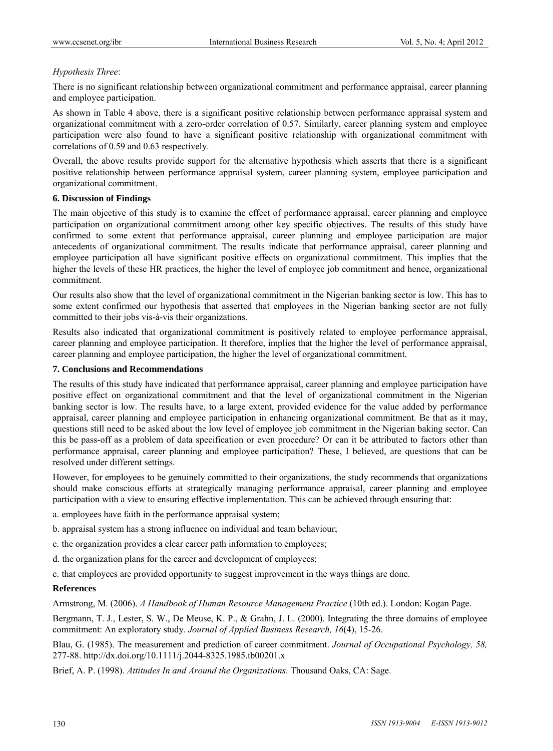*Hypothesis Three*:

There is no significant relationship between organizational commitment and performance appraisal, career planning and employee participation.

As shown in Table 4 above, there is a significant positive relationship between performance appraisal system and organizational commitment with a zero-order correlation of 0.57. Similarly, career planning system and employee participation were also found to have a significant positive relationship with organizational commitment with correlations of 0.59 and 0.63 respectively.

Overall, the above results provide support for the alternative hypothesis which asserts that there is a significant positive relationship between performance appraisal system, career planning system, employee participation and organizational commitment.

## 6. Discussion of Findings

The main objective of this study is to examine the effect of performance appraisal, career planning and employee participation on organizational commitment among other key specific objectives. The results of this study have confirmed to some extent that performance appraisal, career planning and employee participation are major antecedents of organizational commitment. The results indicate that performance appraisal, career planning and employee participation all have significant positive effects on organizational commitment. This implies that the higher the levels of these HR practices, the higher the level of employee job commitment and hence, organizational commitment.

Our results also show that the level of organizational commitment in the Nigerian banking sector is low. This has to some extent confirmed our hypothesis that asserted that employees in the Nigerian banking sector are not fully committed to their jobs vis-à-vis their organizations.

Results also indicated that organizational commitment is positively related to employee performance appraisal, career planning and employee participation. It therefore, implies that the higher the level of performance appraisal, career planning and employee participation, the higher the level of organizational commitment.

## 7. Conclusions and Recommendations

The results of this study have indicated that performance appraisal, career planning and employee participation have positive effect on organizational commitment and that the level of organizational commitment in the Nigerian banking sector is low. The results have, to a large extent, provided evidence for the value added by performance appraisal, career planning and employee participation in enhancing organizational commitment. Be that as it may, questions still need to be asked about the low level of employee job commitment in the Nigerian baking sector. Can this be pass-off as a problem of data specification or even procedure? Or can it be attributed to factors other than performance appraisal, career planning and employee participation? These, I believed, are questions that can be resolved under different settings.

However, for employees to be genuinely committed to their organizations, the study recommends that organizations should make conscious efforts at strategically managing performance appraisal, career planning and employee participation with a view to ensuring effective implementation. This can be achieved through ensuring that:

a. employees have faith in the performance appraisal system;

b. appraisal system has a strong influence on individual and team behaviour;

c. the organization provides a clear career path information to employees;

d. the organization plans for the career and development of employees;

e. that employees are provided opportunity to suggest improvement in the ways things are done.

## References

Armstrong, M. (2006). *A Handbook of Human Resource Management Practice* (10th ed.). London: Kogan Page.

Bergmann, T. J., Lester, S. W., De Meuse, K. P., & Grahn, J. L. (2000). Integrating the three domains of employee commitment: An exploratory study. *Journal of Applied Business Research, 16*(4), 15-26.

Blau, G. (1985). The measurement and prediction of career commitment. *Journal of Occupational Psychology, 58,* 277-88. http://dx.doi.org/10.1111/j.2044-8325.1985.tb00201.x

Brief, A. P. (1998). *Attitudes In and Around the Organizations*. Thousand Oaks, CA: Sage.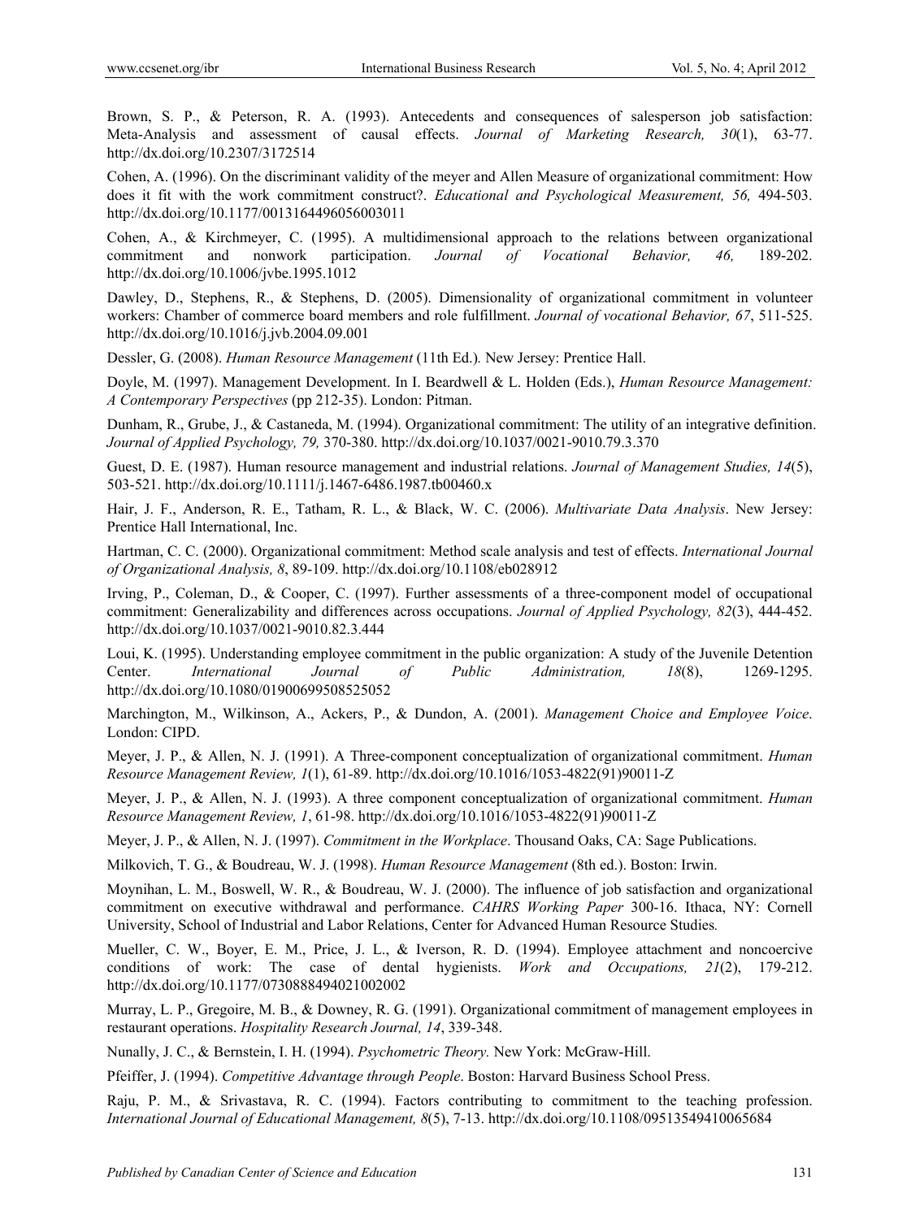Brown, S. P., & Peterson, R. A. (1993). Antecedents and consequences of salesperson job satisfaction: Meta-Analysis and assessment of causal effects. *Journal of Marketing Research, 30*(1), 63-77. http://dx.doi.org/10.2307/3172514

Cohen, A. (1996). On the discriminant validity of the meyer and Allen Measure of organizational commitment: How does it fit with the work commitment construct?. *Educational and Psychological Measurement, 56,* 494-503. http://dx.doi.org/10.1177/0013164496056003011

Cohen, A., & Kirchmeyer, C. (1995). A multidimensional approach to the relations between organizational commitment and nonwork participation. *Journal of Vocational Behavior, 46,* 189-202. http://dx.doi.org/10.1006/jvbe.1995.1012

Dawley, D., Stephens, R., & Stephens, D. (2005). Dimensionality of organizational commitment in volunteer workers: Chamber of commerce board members and role fulfillment. *Journal of vocational Behavior, 67*, 511-525. http://dx.doi.org/10.1016/j.jvb.2004.09.001

Dessler, G. (2008). *Human Resource Management* (11th Ed.)*.* New Jersey: Prentice Hall.

Doyle, M. (1997). Management Development. In I. Beardwell & L. Holden (Eds.), *Human Resource Management: A Contemporary Perspectives* (pp 212-35). London: Pitman.

Dunham, R., Grube, J., & Castaneda, M. (1994). Organizational commitment: The utility of an integrative definition. *Journal of Applied Psychology, 79,* 370-380. http://dx.doi.org/10.1037/0021-9010.79.3.370

Guest, D. E. (1987). Human resource management and industrial relations. *Journal of Management Studies, 14*(5), 503-521. http://dx.doi.org/10.1111/j.1467-6486.1987.tb00460.x

Hair, J. F., Anderson, R. E., Tatham, R. L., & Black, W. C. (2006). *Multivariate Data Analysis*. New Jersey: Prentice Hall International, Inc.

Hartman, C. C. (2000). Organizational commitment: Method scale analysis and test of effects. *International Journal of Organizational Analysis, 8*, 89-109. http://dx.doi.org/10.1108/eb028912

Irving, P., Coleman, D., & Cooper, C. (1997). Further assessments of a three-component model of occupational commitment: Generalizability and differences across occupations. *Journal of Applied Psychology, 82*(3), 444-452. http://dx.doi.org/10.1037/0021-9010.82.3.444

Loui, K. (1995). Understanding employee commitment in the public organization: A study of the Juvenile Detention Center. *International Journal of Public Administration, 18*(8), 1269-1295. http://dx.doi.org/10.1080/01900699508525052

Marchington, M., Wilkinson, A., Ackers, P., & Dundon, A. (2001). *Management Choice and Employee Voice*. London: CIPD.

Meyer, J. P., & Allen, N. J. (1991). A Three-component conceptualization of organizational commitment. *Human Resource Management Review, 1*(1), 61-89. http://dx.doi.org/10.1016/1053-4822(91)90011-Z

Meyer, J. P., & Allen, N. J. (1993). A three component conceptualization of organizational commitment. *Human Resource Management Review, 1*, 61-98. http://dx.doi.org/10.1016/1053-4822(91)90011-Z

Meyer, J. P., & Allen, N. J. (1997). *Commitment in the Workplace*. Thousand Oaks, CA: Sage Publications.

Milkovich, T. G., & Boudreau, W. J. (1998). *Human Resource Management* (8th ed.). Boston: Irwin.

Moynihan, L. M., Boswell, W. R., & Boudreau, W. J. (2000). The influence of job satisfaction and organizational commitment on executive withdrawal and performance. *CAHRS Working Paper* 300-16. Ithaca, NY: Cornell University, School of Industrial and Labor Relations, Center for Advanced Human Resource Studies*.*

Mueller, C. W., Boyer, E. M., Price, J. L., & Iverson, R. D. (1994). Employee attachment and noncoercive conditions of work: The case of dental hygienists. *Work and Occupations, 21*(2), 179-212. http://dx.doi.org/10.1177/0730888494021002002

Murray, L. P., Gregoire, M. B., & Downey, R. G. (1991). Organizational commitment of management employees in restaurant operations. *Hospitality Research Journal, 14*, 339-348.

Nunally, J. C., & Bernstein, I. H. (1994). *Psychometric Theory.* New York: McGraw-Hill.

Pfeiffer, J. (1994). *Competitive Advantage through People*. Boston: Harvard Business School Press.

Raju, P. M., & Srivastava, R. C. (1994). Factors contributing to commitment to the teaching profession. *International Journal of Educational Management, 8*(5), 7-13. http://dx.doi.org/10.1108/09513549410065684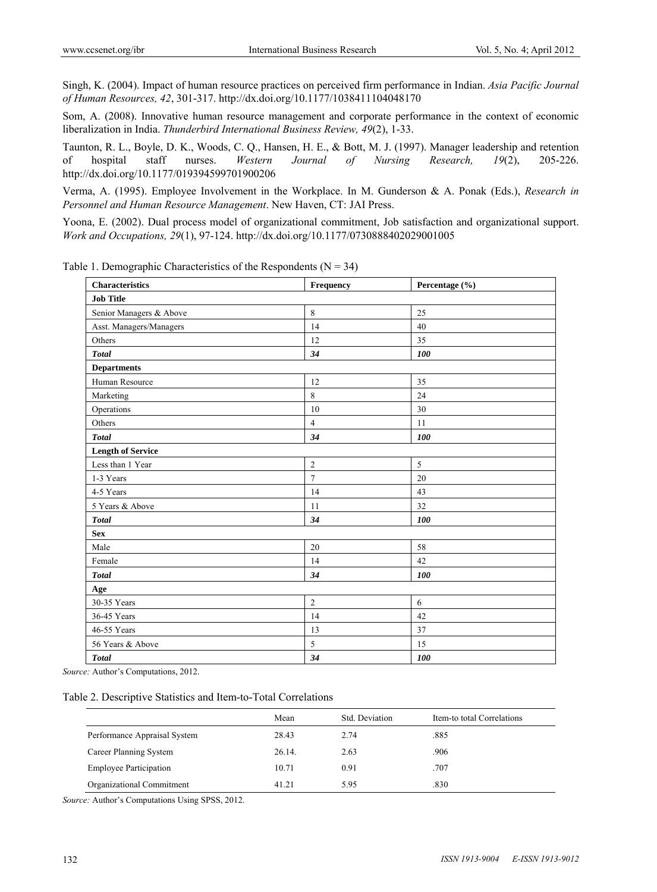Singh, K. (2004). Impact of human resource practices on perceived firm performance in Indian. *Asia Pacific Journal of Human Resources, 42*, 301-317. http://dx.doi.org/10.1177/1038411104048170

Som, A. (2008). Innovative human resource management and corporate performance in the context of economic liberalization in India. *Thunderbird International Business Review, 49*(2), 1-33.

Taunton, R. L., Boyle, D. K., Woods, C. Q., Hansen, H. E., & Bott, M. J. (1997). Manager leadership and retention of hospital staff nurses. *Western Journal of Nursing Research, 19*(2), 205-226. http://dx.doi.org/10.1177/019394599701900206

Verma, A. (1995). Employee Involvement in the Workplace. In M. Gunderson & A. Ponak (Eds.), *Research in Personnel and Human Resource Management*. New Haven, CT: JAI Press.

Yoona, E. (2002). Dual process model of organizational commitment, Job satisfaction and organizational support. *Work and Occupations, 29*(1), 97-124. http://dx.doi.org/10.1177/0730888402029001005

Table 1. Demographic Characteristics of the Respondents (N = 34)

| **Characteristics** | **Frequency** | **Percentage (%)** |
|---|---|---|
| **Job Title** | | |
| Senior Managers & Above | 8 | 25 |
| Asst. Managers/Managers | 14 | 40 |
| Others | 12 | 35 |
| ***Total*** | ***34*** | ***100*** |
| **Departments** | | |
| Human Resource | 12 | 35 |
| Marketing | 8 | 24 |
| Operations | 10 | 30 |
| Others | 4 | 11 |
| ***Total*** | ***34*** | ***100*** |
| **Length of Service** | | |
| Less than 1 Year | 2 | 5 |
| 1-3 Years | 7 | 20 |
| 4-5 Years | 14 | 43 |
| 5 Years & Above | 11 | 32 |
| ***Total*** | ***34*** | ***100*** |
| **Sex** | | |
| Male | 20 | 58 |
| Female | 14 | 42 |
| ***Total*** | ***34*** | ***100*** |
| **Age** | | |
| 30-35 Years | 2 | 6 |
| 36-45 Years | 14 | 42 |
| 46-55 Years | 13 | 37 |
| 56 Years & Above | 5 | 15 |
| ***Total*** | ***34*** | ***100*** |

*Source:* Author's Computations, 2012.

Table 2. Descriptive Statistics and Item-to-Total Correlations

| | Mean | Std. Deviation | Item-to total Correlations |
|---|---|---|---|
| Performance Appraisal System | 28.43 | 2.74 | .885 |
| Career Planning System | 26.14. | 2.63 | .906 |
| Employee Participation | 10.71 | 0.91 | .707 |
| Organizational Commitment | 41.21 | 5.95 | .830 |

*Source:* Author's Computations Using SPSS, 2012.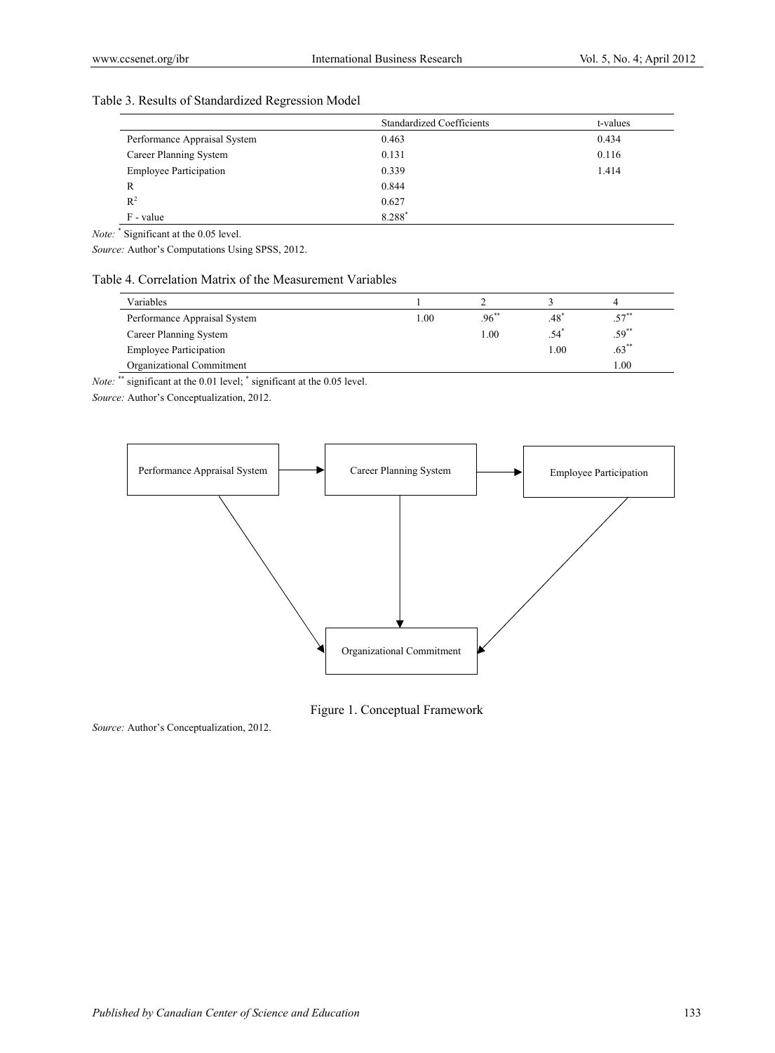Table 3. Results of Standardized Regression Model

| | Standardized Coefficients | t-values |
|---|---|---|
| Performance Appraisal System | 0.463 | 0.434 |
| Career Planning System | 0.131 | 0.116 |
| Employee Participation | 0.339 | 1.414 |
| R | 0.844 | |
| $R^2$ | 0.627 | |
| F - value | 8.288* | |

*Note:* * Significant at the 0.05 level.

*Source:* Author's Computations Using SPSS, 2012.

Table 4. Correlation Matrix of the Measurement Variables

| Variables | 1 | 2 | 3 | 4 |
|---|---|---|---|---|
| Performance Appraisal System | 1.00 | .96** | .48* | .57** |
| Career Planning System | | 1.00 | .54* | .59** |
| Employee Participation | | | 1.00 | .63** |
| Organizational Commitment | | | | 1.00 |

*Note:* ** significant at the 0.01 level; * significant at the 0.05 level.

*Source:* Author's Conceptualization, 2012.

Performance Appraisal System

Career Planning System

Employee Participation

Organizational Commitment

Figure 1. Conceptual Framework

*Source:* Author's Conceptualization, 2012.